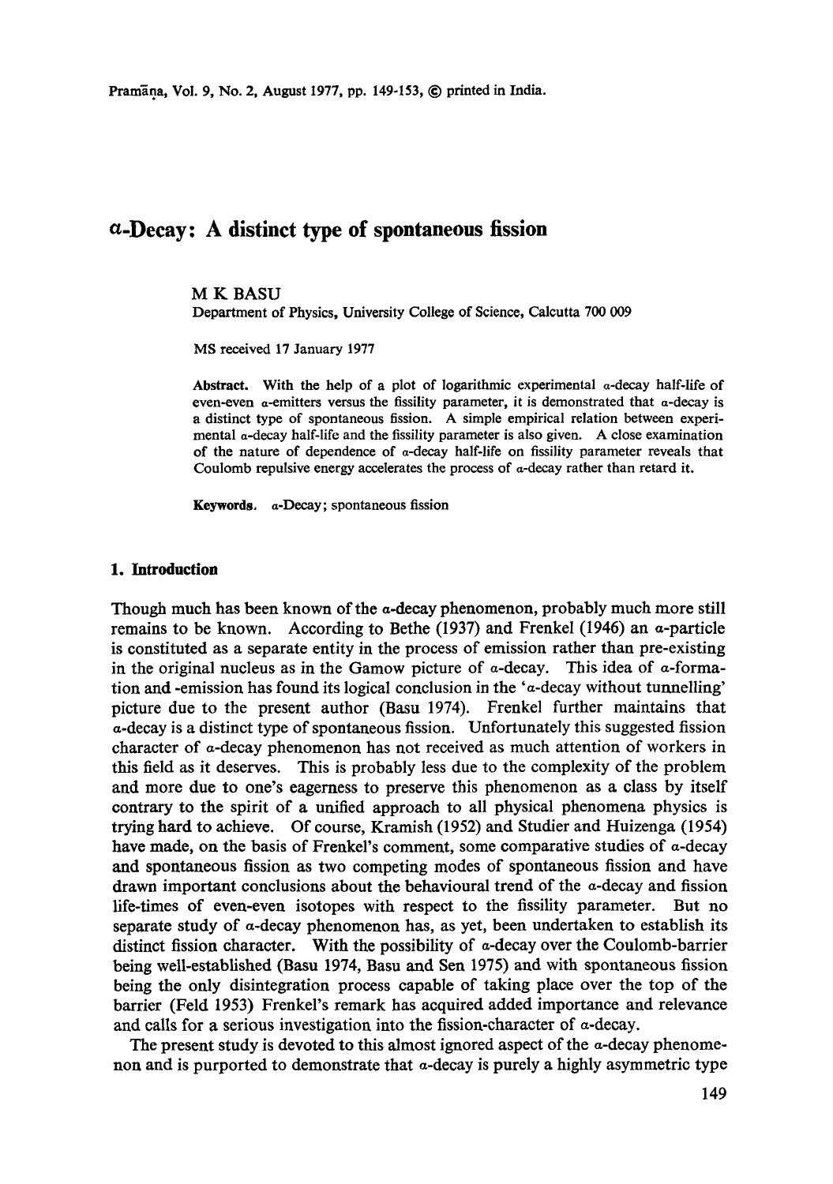# α-Decay: A distinct type of spontaneous fission

M K BASU

Department of Physics, University College of Science, Calcutta 700 009

MS received 17 January 1977

**Abstract.** With the help of a plot of logarithmic experimental α-decay half-life of even-even α-emitters versus the fissility parameter, it is demonstrated that α-decay is a distinct type of spontaneous fission. A simple empirical relation between experimental α-decay half-life and the fissility parameter is also given. A close examination of the nature of dependence of α-decay half-life on fissility parameter reveals that Coulomb repulsive energy accelerates the process of α-decay rather than retard it.

**Keywords.** α-Decay; spontaneous fission

## 1. Introduction

Though much has been known of the α-decay phenomenon, probably much more still remains to be known. According to Bethe (1937) and Frenkel (1946) an α-particle is constituted as a separate entity in the process of emission rather than pre-existing in the original nucleus as in the Gamow picture of α-decay. This idea of α-formation and -emission has found its logical conclusion in the 'α-decay without tunnelling' picture due to the present author (Basu 1974). Frenkel further maintains that α-decay is a distinct type of spontaneous fission. Unfortunately this suggested fission character of α-decay phenomenon has not received as much attention of workers in this field as it deserves. This is probably less due to the complexity of the problem and more due to one's eagerness to preserve this phenomenon as a class by itself contrary to the spirit of a unified approach to all physical phenomena physics is trying hard to achieve. Of course, Kramish (1952) and Studier and Huizenga (1954) have made, on the basis of Frenkel's comment, some comparative studies of α-decay and spontaneous fission as two competing modes of spontaneous fission and have drawn important conclusions about the behavioural trend of the α-decay and fission life-times of even-even isotopes with respect to the fissility parameter. But no separate study of α-decay phenomenon has, as yet, been undertaken to establish its distinct fission character. With the possibility of α-decay over the Coulomb-barrier being well-established (Basu 1974, Basu and Sen 1975) and with spontaneous fission being the only disintegration process capable of taking place over the top of the barrier (Feld 1953) Frenkel's remark has acquired added importance and relevance and calls for a serious investigation into the fission-character of α-decay.

The present study is devoted to this almost ignored aspect of the α-decay phenomenon and is purported to demonstrate that α-decay is purely a highly asymmetric type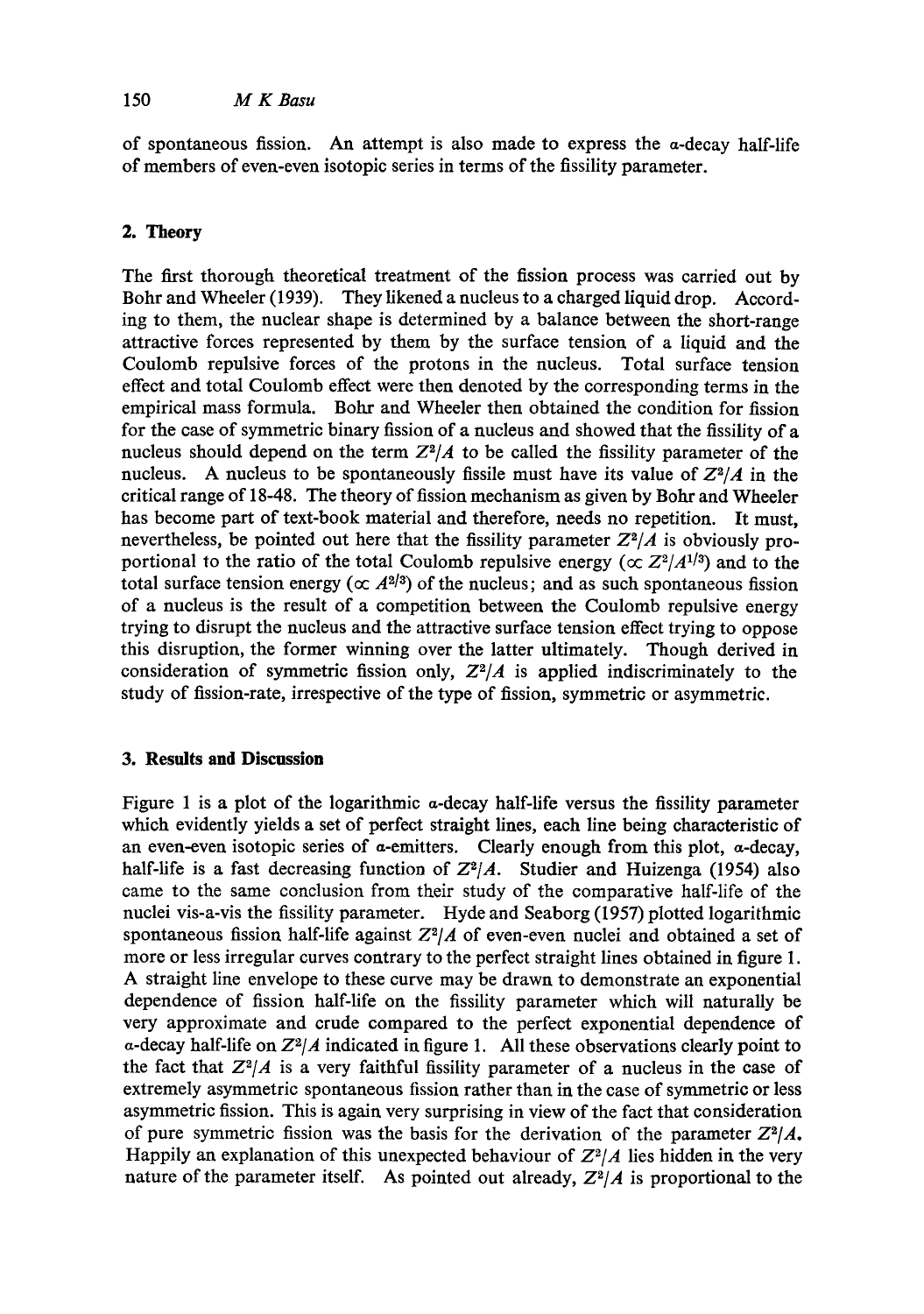of spontaneous fission. An attempt is also made to express the $\alpha$-decay half-life of members of even-even isotopic series in terms of the fissility parameter.

## 2. Theory

The first thorough theoretical treatment of the fission process was carried out by Bohr and Wheeler (1939). They likened a nucleus to a charged liquid drop. According to them, the nuclear shape is determined by a balance between the short-range attractive forces represented by them by the surface tension of a liquid and the Coulomb repulsive forces of the protons in the nucleus. Total surface tension effect and total Coulomb effect were then denoted by the corresponding terms in the empirical mass formula. Bohr and Wheeler then obtained the condition for fission for the case of symmetric binary fission of a nucleus and showed that the fissility of a nucleus should depend on the term $Z^2/A$ to be called the fissility parameter of the nucleus. A nucleus to be spontaneously fissile must have its value of $Z^2/A$ in the critical range of 18-48. The theory of fission mechanism as given by Bohr and Wheeler has become part of text-book material and therefore, needs no repetition. It must, nevertheless, be pointed out here that the fissility parameter $Z^2/A$ is obviously proportional to the ratio of the total Coulomb repulsive energy ($\propto Z^2/A^{1/3}$) and to the total surface tension energy ($\propto A^{2/3}$) of the nucleus; and as such spontaneous fission of a nucleus is the result of a competition between the Coulomb repulsive energy trying to disrupt the nucleus and the attractive surface tension effect trying to oppose this disruption, the former winning over the latter ultimately. Though derived in consideration of symmetric fission only, $Z^2/A$ is applied indiscriminately to the study of fission-rate, irrespective of the type of fission, symmetric or asymmetric.

## 3. Results and Discussion

Figure 1 is a plot of the logarithmic $\alpha$-decay half-life versus the fissility parameter which evidently yields a set of perfect straight lines, each line being characteristic of an even-even isotopic series of $\alpha$-emitters. Clearly enough from this plot, $\alpha$-decay, half-life is a fast decreasing function of $Z^2/A$. Studier and Huizenga (1954) also came to the same conclusion from their study of the comparative half-life of the nuclei vis-a-vis the fissility parameter. Hyde and Seaborg (1957) plotted logarithmic spontaneous fission half-life against $Z^2/A$ of even-even nuclei and obtained a set of more or less irregular curves contrary to the perfect straight lines obtained in figure 1. A straight line envelope to these curve may be drawn to demonstrate an exponential dependence of fission half-life on the fissility parameter which will naturally be very approximate and crude compared to the perfect exponential dependence of $\alpha$-decay half-life on $Z^2/A$ indicated in figure 1. All these observations clearly point to the fact that $Z^2/A$ is a very faithful fissility parameter of a nucleus in the case of extremely asymmetric spontaneous fission rather than in the case of symmetric or less asymmetric fission. This is again very surprising in view of the fact that consideration of pure symmetric fission was the basis for the derivation of the parameter $Z^2/A$. Happily an explanation of this unexpected behaviour of $Z^2/A$ lies hidden in the very nature of the parameter itself. As pointed out already, $Z^2/A$ is proportional to the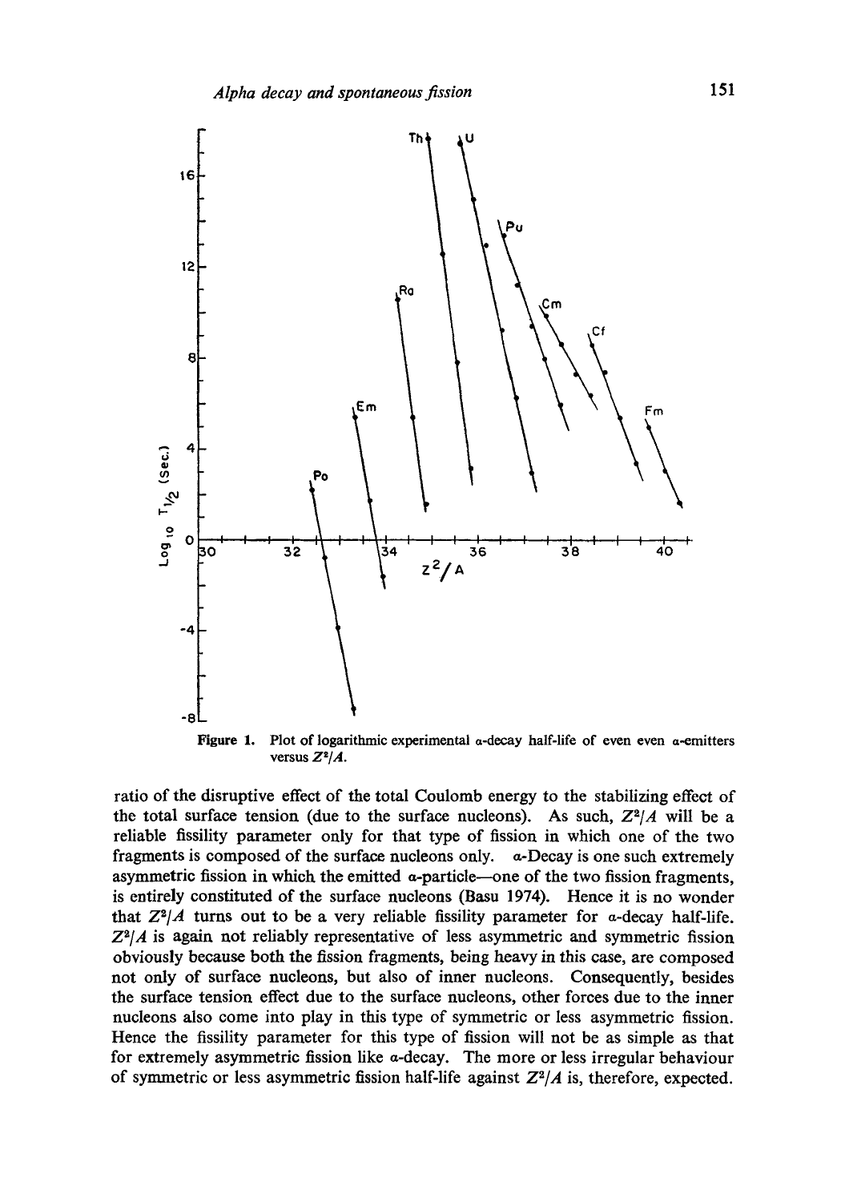16
12
8
4
0
-4
-8

$\text{Log}_{10}\ T_{1/2}$ (Sec.)

30 32 34 36 38 40

$Z^2/A$

Th U Pu Ra Cm Cf Em Fm Po

**Figure 1.** Plot of logarithmic experimental α-decay half-life of even even α-emitters versus $Z^2/A$.

ratio of the disruptive effect of the total Coulomb energy to the stabilizing effect of the total surface tension (due to the surface nucleons). As such, $Z^2/A$ will be a reliable fissility parameter only for that type of fission in which one of the two fragments is composed of the surface nucleons only. α-Decay is one such extremely asymmetric fission in which the emitted α-particle—one of the two fission fragments, is entirely constituted of the surface nucleons (Basu 1974). Hence it is no wonder that $Z^2/A$ turns out to be a very reliable fissility parameter for α-decay half-life. $Z^2/A$ is again not reliably representative of less asymmetric and symmetric fission obviously because both the fission fragments, being heavy in this case, are composed not only of surface nucleons, but also of inner nucleons. Consequently, besides the surface tension effect due to the surface nucleons, other forces due to the inner nucleons also come into play in this type of symmetric or less asymmetric fission. Hence the fissility parameter for this type of fission will not be as simple as that for extremely asymmetric fission like α-decay. The more or less irregular behaviour of symmetric or less asymmetric fission half-life against $Z^2/A$ is, therefore, expected.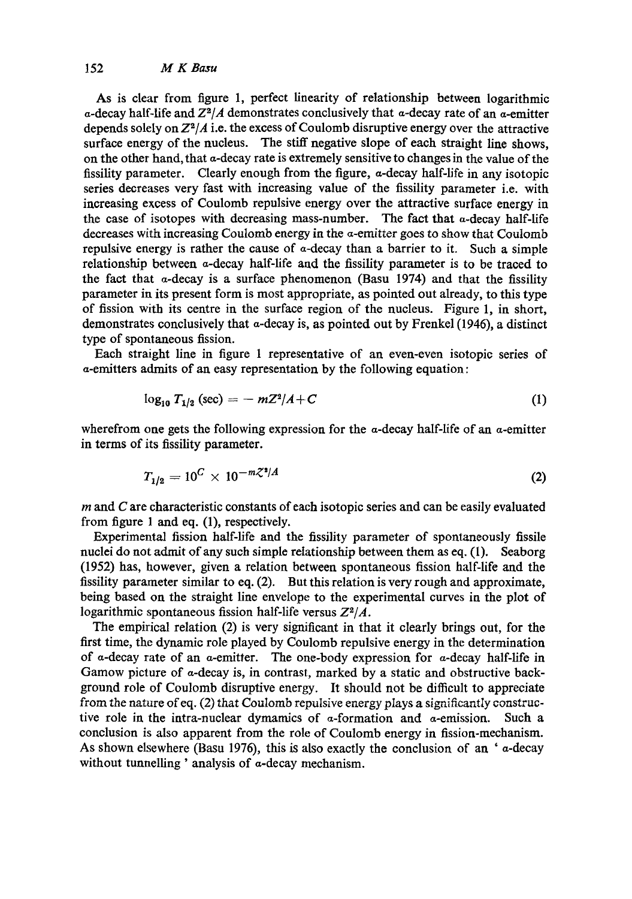As is clear from figure 1, perfect linearity of relationship between logarithmic $\alpha$-decay half-life and $Z^2/A$ demonstrates conclusively that $\alpha$-decay rate of an $\alpha$-emitter depends solely on $Z^2/A$ i.e. the excess of Coulomb disruptive energy over the attractive surface energy of the nucleus. The stiff negative slope of each straight line shows, on the other hand, that $\alpha$-decay rate is extremely sensitive to changes in the value of the fissility parameter. Clearly enough from the figure, $\alpha$-decay half-life in any isotopic series decreases very fast with increasing value of the fissility parameter i.e. with increasing excess of Coulomb repulsive energy over the attractive surface energy in the case of isotopes with decreasing mass-number. The fact that $\alpha$-decay half-life decreases with increasing Coulomb energy in the $\alpha$-emitter goes to show that Coulomb repulsive energy is rather the cause of $\alpha$-decay than a barrier to it. Such a simple relationship between $\alpha$-decay half-life and the fissility parameter is to be traced to the fact that $\alpha$-decay is a surface phenomenon (Basu 1974) and that the fissility parameter in its present form is most appropriate, as pointed out already, to this type of fission with its centre in the surface region of the nucleus. Figure 1, in short, demonstrates conclusively that $\alpha$-decay is, as pointed out by Frenkel (1946), a distinct type of spontaneous fission.

Each straight line in figure 1 representative of an even-even isotopic series of $\alpha$-emitters admits of an easy representation by the following equation:

$$\log_{10} T_{1/2}\,(\text{sec}) = -\,mZ^2/A + C \tag{1}$$

wherefrom one gets the following expression for the $\alpha$-decay half-life of an $\alpha$-emitter in terms of its fissility parameter.

$$T_{1/2} = 10^{C} \times 10^{-mZ^2/A} \tag{2}$$

$m$ and $C$ are characteristic constants of each isotopic series and can be easily evaluated from figure 1 and eq. (1), respectively.

Experimental fission half-life and the fissility parameter of spontaneously fissile nuclei do not admit of any such simple relationship between them as eq. (1). Seaborg (1952) has, however, given a relation between spontaneous fission half-life and the fissility parameter similar to eq. (2). But this relation is very rough and approximate, being based on the straight line envelope to the experimental curves in the plot of logarithmic spontaneous fission half-life versus $Z^2/A$.

The empirical relation (2) is very significant in that it clearly brings out, for the first time, the dynamic role played by Coulomb repulsive energy in the determination of $\alpha$-decay rate of an $\alpha$-emitter. The one-body expression for $\alpha$-decay half-life in Gamow picture of $\alpha$-decay is, in contrast, marked by a static and obstructive background role of Coulomb disruptive energy. It should not be difficult to appreciate from the nature of eq. (2) that Coulomb repulsive energy plays a significantly constructive role in the intra-nuclear dymamics of $\alpha$-formation and $\alpha$-emission. Such a conclusion is also apparent from the role of Coulomb energy in fission-mechanism. As shown elsewhere (Basu 1976), this is also exactly the conclusion of an '$\alpha$-decay without tunnelling' analysis of $\alpha$-decay mechanism.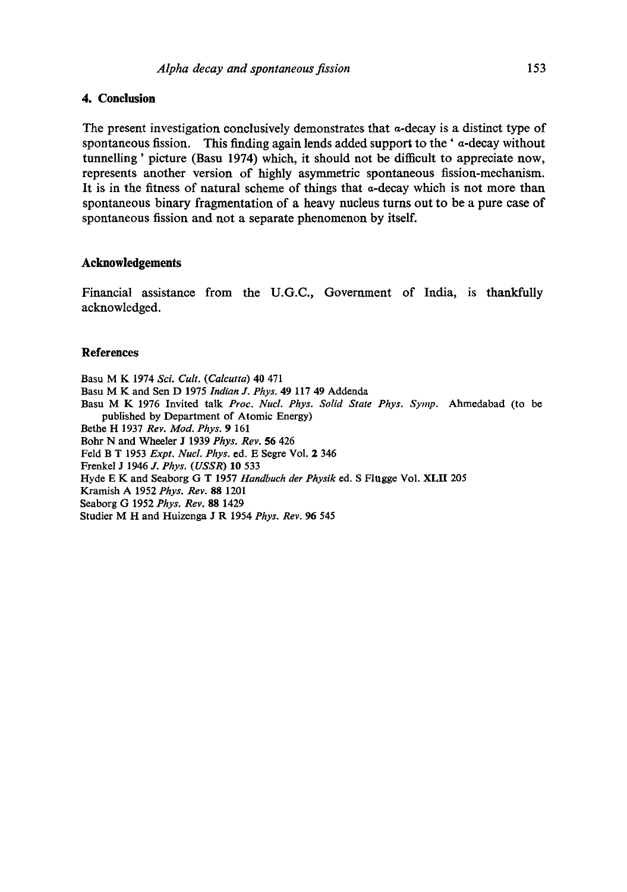## 4. Conclusion

The present investigation conclusively demonstrates that $\alpha$-decay is a distinct type of spontaneous fission. This finding again lends added support to the ' $\alpha$-decay without tunnelling ' picture (Basu 1974) which, it should not be difficult to appreciate now, represents another version of highly asymmetric spontaneous fission-mechanism. It is in the fitness of natural scheme of things that $\alpha$-decay which is not more than spontaneous binary fragmentation of a heavy nucleus turns out to be a pure case of spontaneous fission and not a separate phenomenon by itself.

## Acknowledgements

Financial assistance from the U.G.C., Government of India, is thankfully acknowledged.

## References

Basu M K 1974 *Sci. Cult.* (*Calcutta*) **40** 471

Basu M K and Sen D 1975 *Indian J. Phys.* **49** 117 **49** Addenda

Basu M K 1976 Invited talk *Proc. Nucl. Phys. Solid State Phys. Symp.* Ahmedabad (to be published by Department of Atomic Energy)

Bethe H 1937 *Rev. Mod. Phys.* **9** 161

Bohr N and Wheeler J 1939 *Phys. Rev.* **56** 426

Feld B T 1953 *Expt. Nucl. Phys.* ed. E Segre Vol. **2** 346

Frenkel J 1946 *J. Phys.* (*USSR*) **10** 533

Hyde E K and Seaborg G T 1957 *Handbuch der Physik* ed. S Flügge Vol. **XLII** 205

Kramish A 1952 *Phys. Rev.* **88** 1201

Seaborg G 1952 *Phys. Rev.* **88** 1429

Studier M H and Huizenga J R 1954 *Phys. Rev.* **96** 545